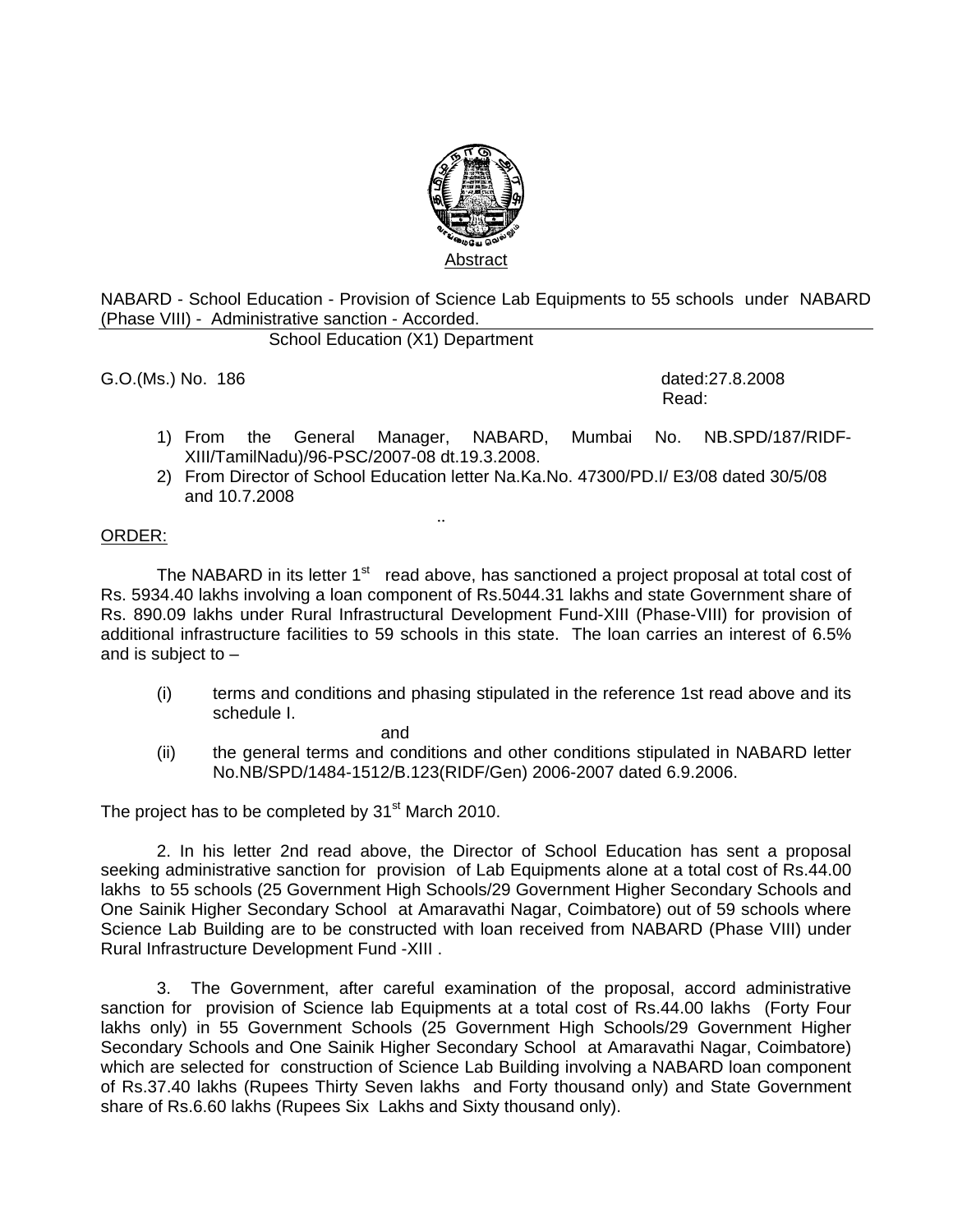Abstract

NABARD - School Education - Provision of Science Lab Equipments to 55 schools under NABARD (Phase VIII) - Administrative sanction - Accorded.

School Education (X1) Department

G.O.(Ms.) No. 186 dated:27.8.2008

Read:

1) From the General Manager, NABARD, Mumbai No. NB.SPD/187/RIDF-XIII/TamilNadu)/96-PSC/2007-08 dt.19.3.2008.
2) From Director of School Education letter Na.Ka.No. 47300/PD.I/ E3/08 dated 30/5/08 and 10.7.2008

..

ORDER:

The NABARD in its letter 1st read above, has sanctioned a project proposal at total cost of Rs. 5934.40 lakhs involving a loan component of Rs.5044.31 lakhs and state Government share of Rs. 890.09 lakhs under Rural Infrastructural Development Fund-XIII (Phase-VIII) for provision of additional infrastructure facilities to 59 schools in this state. The loan carries an interest of 6.5% and is subject to –

(i) terms and conditions and phasing stipulated in the reference 1st read above and its schedule I.

and

(ii) the general terms and conditions and other conditions stipulated in NABARD letter No.NB/SPD/1484-1512/B.123(RIDF/Gen) 2006-2007 dated 6.9.2006.

The project has to be completed by 31st March 2010.

2. In his letter 2nd read above, the Director of School Education has sent a proposal seeking administrative sanction for provision of Lab Equipments alone at a total cost of Rs.44.00 lakhs to 55 schools (25 Government High Schools/29 Government Higher Secondary Schools and One Sainik Higher Secondary School at Amaravathi Nagar, Coimbatore) out of 59 schools where Science Lab Building are to be constructed with loan received from NABARD (Phase VIII) under Rural Infrastructure Development Fund -XIII .

3. The Government, after careful examination of the proposal, accord administrative sanction for provision of Science lab Equipments at a total cost of Rs.44.00 lakhs (Forty Four lakhs only) in 55 Government Schools (25 Government High Schools/29 Government Higher Secondary Schools and One Sainik Higher Secondary School at Amaravathi Nagar, Coimbatore) which are selected for construction of Science Lab Building involving a NABARD loan component of Rs.37.40 lakhs (Rupees Thirty Seven lakhs and Forty thousand only) and State Government share of Rs.6.60 lakhs (Rupees Six Lakhs and Sixty thousand only).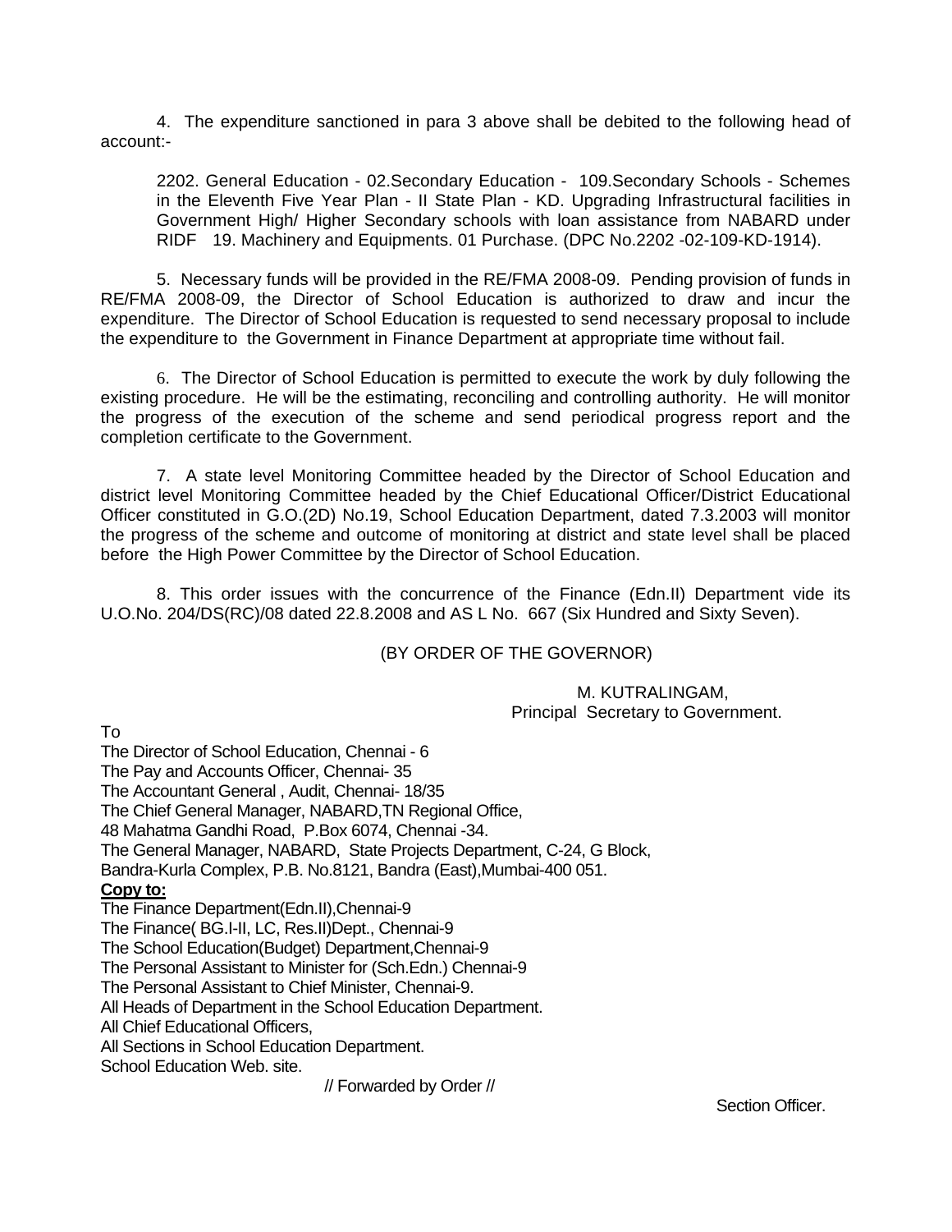4. The expenditure sanctioned in para 3 above shall be debited to the following head of account:-

> 2202. General Education - 02.Secondary Education - 109.Secondary Schools - Schemes in the Eleventh Five Year Plan - II State Plan - KD. Upgrading Infrastructural facilities in Government High/ Higher Secondary schools with loan assistance from NABARD under RIDF 19. Machinery and Equipments. 01 Purchase. (DPC No.2202 -02-109-KD-1914).

5. Necessary funds will be provided in the RE/FMA 2008-09. Pending provision of funds in RE/FMA 2008-09, the Director of School Education is authorized to draw and incur the expenditure. The Director of School Education is requested to send necessary proposal to include the expenditure to the Government in Finance Department at appropriate time without fail.

6. The Director of School Education is permitted to execute the work by duly following the existing procedure. He will be the estimating, reconciling and controlling authority. He will monitor the progress of the execution of the scheme and send periodical progress report and the completion certificate to the Government.

7. A state level Monitoring Committee headed by the Director of School Education and district level Monitoring Committee headed by the Chief Educational Officer/District Educational Officer constituted in G.O.(2D) No.19, School Education Department, dated 7.3.2003 will monitor the progress of the scheme and outcome of monitoring at district and state level shall be placed before the High Power Committee by the Director of School Education.

8. This order issues with the concurrence of the Finance (Edn.II) Department vide its U.O.No. 204/DS(RC)/08 dated 22.8.2008 and AS L No. 667 (Six Hundred and Sixty Seven).

(BY ORDER OF THE GOVERNOR)

M. KUTRALINGAM,
Principal Secretary to Government.

To
The Director of School Education, Chennai - 6
The Pay and Accounts Officer, Chennai- 35
The Accountant General , Audit, Chennai- 18/35
The Chief General Manager, NABARD,TN Regional Office,
48 Mahatma Gandhi Road, P.Box 6074, Chennai -34.
The General Manager, NABARD, State Projects Department, C-24, G Block,
Bandra-Kurla Complex, P.B. No.8121, Bandra (East),Mumbai-400 051.

**Copy to:**
The Finance Department(Edn.II),Chennai-9
The Finance( BG.I-II, LC, Res.II)Dept., Chennai-9
The School Education(Budget) Department,Chennai-9
The Personal Assistant to Minister for (Sch.Edn.) Chennai-9
The Personal Assistant to Chief Minister, Chennai-9.
All Heads of Department in the School Education Department.
All Chief Educational Officers,
All Sections in School Education Department.
School Education Web. site.

// Forwarded by Order //

Section Officer.